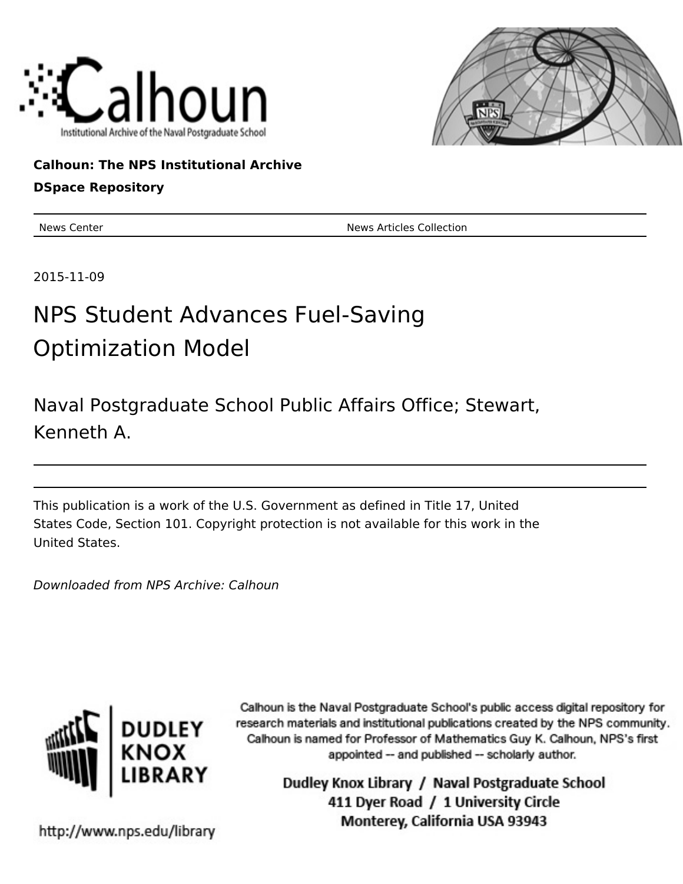Calhoun

Institutional Archive of the Naval Postgraduate School

**Calhoun: The NPS Institutional Archive**

**DSpace Repository**

| News Center | News Articles Collection |
| --- | --- |

2015-11-09

# NPS Student Advances Fuel-Saving Optimization Model

## Naval Postgraduate School Public Affairs Office; Stewart, Kenneth A.

This publication is a work of the U.S. Government as defined in Title 17, United States Code, Section 101. Copyright protection is not available for this work in the United States.

*Downloaded from NPS Archive: Calhoun*

DUDLEY KNOX LIBRARY

http://www.nps.edu/library

Calhoun is the Naval Postgraduate School's public access digital repository for research materials and institutional publications created by the NPS community. Calhoun is named for Professor of Mathematics Guy K. Calhoun, NPS's first appointed -- and published -- scholarly author.

Dudley Knox Library / Naval Postgraduate School
411 Dyer Road / 1 University Circle
Monterey, California USA 93943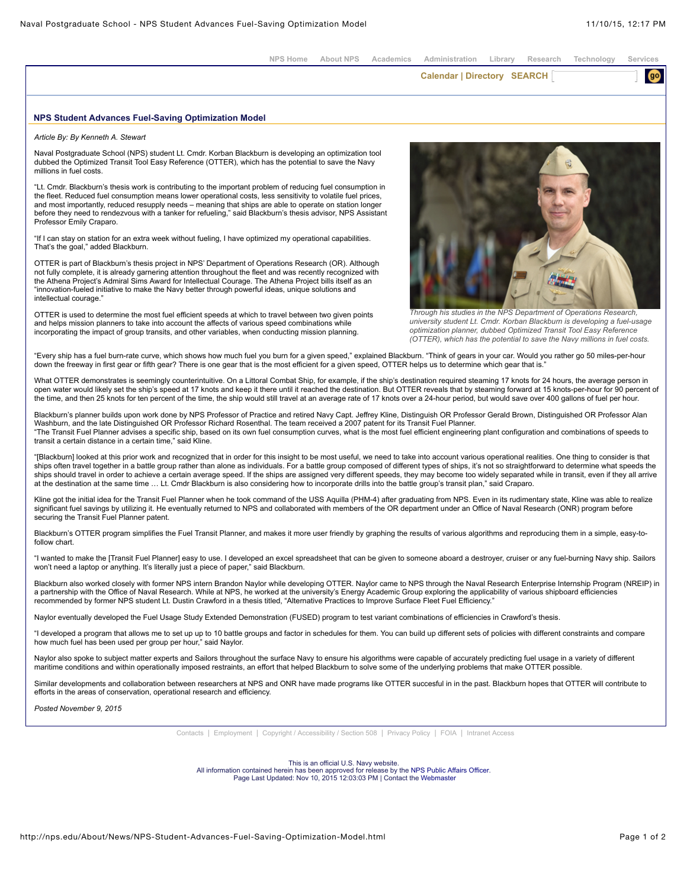NPS Home | About NPS | Academics | Administration | Library | Research | Technology | Services

Calendar | Directory SEARCH

## NPS Student Advances Fuel-Saving Optimization Model

*Article By: By Kenneth A. Stewart*

Naval Postgraduate School (NPS) student Lt. Cmdr. Korban Blackburn is developing an optimization tool dubbed the Optimized Transit Tool Easy Reference (OTTER), which has the potential to save the Navy millions in fuel costs.

"Lt. Cmdr. Blackburn's thesis work is contributing to the important problem of reducing fuel consumption in the fleet. Reduced fuel consumption means lower operational costs, less sensitivity to volatile fuel prices, and most importantly, reduced resupply needs – meaning that ships are able to operate on station longer before they need to rendezvous with a tanker for refueling," said Blackburn's thesis advisor, NPS Assistant Professor Emily Craparo.

"If I can stay on station for an extra week without fueling, I have optimized my operational capabilities. That's the goal," added Blackburn.

OTTER is part of Blackburn's thesis project in NPS' Department of Operations Research (OR). Although not fully complete, it is already garnering attention throughout the fleet and was recently recognized with the Athena Project's Admiral Sims Award for Intellectual Courage. The Athena Project bills itself as an "innovation-fueled initiative to make the Navy better through powerful ideas, unique solutions and intellectual courage."

OTTER is used to determine the most fuel efficient speeds at which to travel between two given points and helps mission planners to take into account the affects of various speed combinations while incorporating the impact of group transits, and other variables, when conducting mission planning.

*Through his studies in the NPS Department of Operations Research, university student Lt. Cmdr. Korban Blackburn is developing a fuel-usage optimization planner, dubbed Optimized Transit Tool Easy Reference (OTTER), which has the potential to save the Navy millions in fuel costs.*

"Every ship has a fuel burn-rate curve, which shows how much fuel you burn for a given speed," explained Blackburn. "Think of gears in your car. Would you rather go 50 miles-per-hour down the freeway in first gear or fifth gear? There is one gear that is the most efficient for a given speed, OTTER helps us to determine which gear that is."

What OTTER demonstrates is seemingly counterintuitive. On a Littoral Combat Ship, for example, if the ship's destination required steaming 17 knots for 24 hours, the average person in open water would likely set the ship's speed at 17 knots and keep it there until it reached the destination. But OTTER reveals that by steaming forward at 15 knots-per-hour for 90 percent of the time, and then 25 knots for ten percent of the time, the ship would still travel at an average rate of 17 knots over a 24-hour period, but would save over 400 gallons of fuel per hour.

Blackburn's planner builds upon work done by NPS Professor of Practice and retired Navy Capt. Jeffrey Kline, Distinguish OR Professor Gerald Brown, Distinguished OR Professor Alan Washburn, and the late Distinguished OR Professor Richard Rosenthal. The team received a 2007 patent for its Transit Fuel Planner.
"The Transit Fuel Planner advises a specific ship, based on its own fuel consumption curves, what is the most fuel efficient engineering plant configuration and combinations of speeds to transit a certain distance in a certain time," said Kline.

"[Blackburn] looked at this prior work and recognized that in order for this insight to be most useful, we need to take into account various operational realities. One thing to consider is that ships often travel together in a battle group rather than alone as individuals. For a battle group composed of different types of ships, it's not so straightforward to determine what speeds the ships should travel in order to achieve a certain average speed. If the ships are assigned very different speeds, they may become too widely separated while in transit, even if they all arrive at the destination at the same time … Lt. Cmdr Blackburn is also considering how to incorporate drills into the battle group's transit plan," said Craparo.

Kline got the initial idea for the Transit Fuel Planner when he took command of the USS Aquilla (PHM-4) after graduating from NPS. Even in its rudimentary state, Kline was able to realize significant fuel savings by utilizing it. He eventually returned to NPS and collaborated with members of the OR department under an Office of Naval Research (ONR) program before securing the Transit Fuel Planner patent.

Blackburn's OTTER program simplifies the Fuel Transit Planner, and makes it more user friendly by graphing the results of various algorithms and reproducing them in a simple, easy-to-follow chart.

"I wanted to make the [Transit Fuel Planner] easy to use. I developed an excel spreadsheet that can be given to someone aboard a destroyer, cruiser or any fuel-burning Navy ship. Sailors won't need a laptop or anything. It's literally just a piece of paper," said Blackburn.

Blackburn also worked closely with former NPS intern Brandon Naylor while developing OTTER. Naylor came to NPS through the Naval Research Enterprise Internship Program (NREIP) in a partnership with the Office of Naval Research. While at NPS, he worked at the university's Energy Academic Group exploring the applicability of various shipboard efficiencies recommended by former NPS student Lt. Dustin Crawford in a thesis titled, "Alternative Practices to Improve Surface Fleet Fuel Efficiency."

Naylor eventually developed the Fuel Usage Study Extended Demonstration (FUSED) program to test variant combinations of efficiencies in Crawford's thesis.

"I developed a program that allows me to set up up to 10 battle groups and factor in schedules for them. You can build up different sets of policies with different constraints and compare how much fuel has been used per group per hour," said Naylor.

Naylor also spoke to subject matter experts and Sailors throughout the surface Navy to ensure his algorithms were capable of accurately predicting fuel usage in a variety of different maritime conditions and within operationally imposed restraints, an effort that helped Blackburn to solve some of the underlying problems that make OTTER possible.

Similar developments and collaboration between researchers at NPS and ONR have made programs like OTTER succesful in in the past. Blackburn hopes that OTTER will contribute to efforts in the areas of conservation, operational research and efficiency.

*Posted November 9, 2015*

Contacts | Employment | Copyright / Accessibility / Section 508 | Privacy Policy | FOIA | Intranet Access

This is an official U.S. Navy website.
All information contained herein has been approved for release by the NPS Public Affairs Officer.
Page Last Updated: Nov 10, 2015 12:03:03 PM | Contact the Webmaster